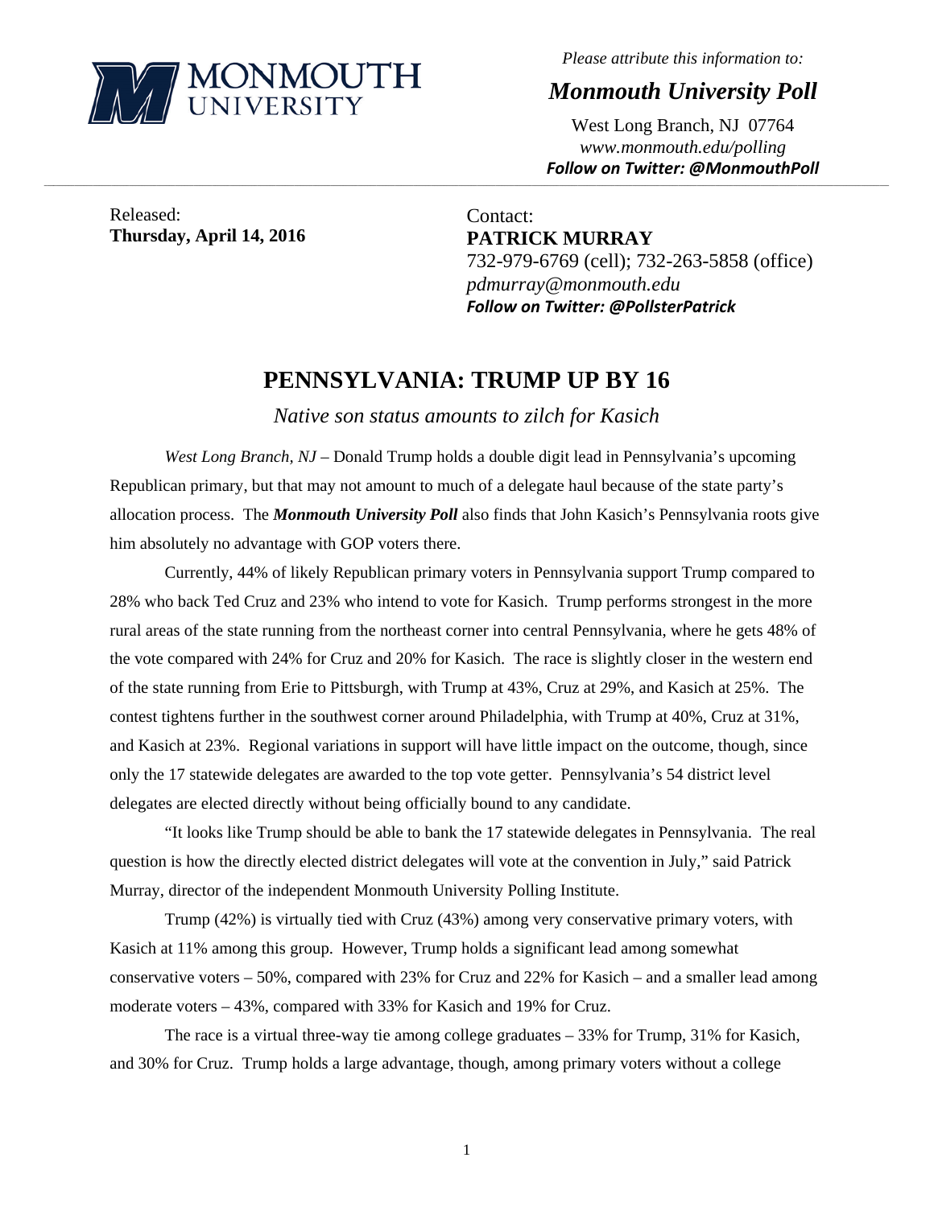*Please attribute this information to:*

***Monmouth University Poll***

West Long Branch, NJ 07764
*www.monmouth.edu/polling*
***Follow on Twitter: @MonmouthPoll***

Released:
**Thursday, April 14, 2016**

Contact:
**PATRICK MURRAY**
732-979-6769 (cell); 732-263-5858 (office)
*pdmurray@monmouth.edu*
***Follow on Twitter: @PollsterPatrick***

# PENNSYLVANIA: TRUMP UP BY 16

*Native son status amounts to zilch for Kasich*

*West Long Branch, NJ* – Donald Trump holds a double digit lead in Pennsylvania's upcoming Republican primary, but that may not amount to much of a delegate haul because of the state party's allocation process. The ***Monmouth University Poll*** also finds that John Kasich's Pennsylvania roots give him absolutely no advantage with GOP voters there.

Currently, 44% of likely Republican primary voters in Pennsylvania support Trump compared to 28% who back Ted Cruz and 23% who intend to vote for Kasich. Trump performs strongest in the more rural areas of the state running from the northeast corner into central Pennsylvania, where he gets 48% of the vote compared with 24% for Cruz and 20% for Kasich. The race is slightly closer in the western end of the state running from Erie to Pittsburgh, with Trump at 43%, Cruz at 29%, and Kasich at 25%. The contest tightens further in the southwest corner around Philadelphia, with Trump at 40%, Cruz at 31%, and Kasich at 23%. Regional variations in support will have little impact on the outcome, though, since only the 17 statewide delegates are awarded to the top vote getter. Pennsylvania's 54 district level delegates are elected directly without being officially bound to any candidate.

"It looks like Trump should be able to bank the 17 statewide delegates in Pennsylvania. The real question is how the directly elected district delegates will vote at the convention in July," said Patrick Murray, director of the independent Monmouth University Polling Institute.

Trump (42%) is virtually tied with Cruz (43%) among very conservative primary voters, with Kasich at 11% among this group. However, Trump holds a significant lead among somewhat conservative voters – 50%, compared with 23% for Cruz and 22% for Kasich – and a smaller lead among moderate voters – 43%, compared with 33% for Kasich and 19% for Cruz.

The race is a virtual three-way tie among college graduates – 33% for Trump, 31% for Kasich, and 30% for Cruz. Trump holds a large advantage, though, among primary voters without a college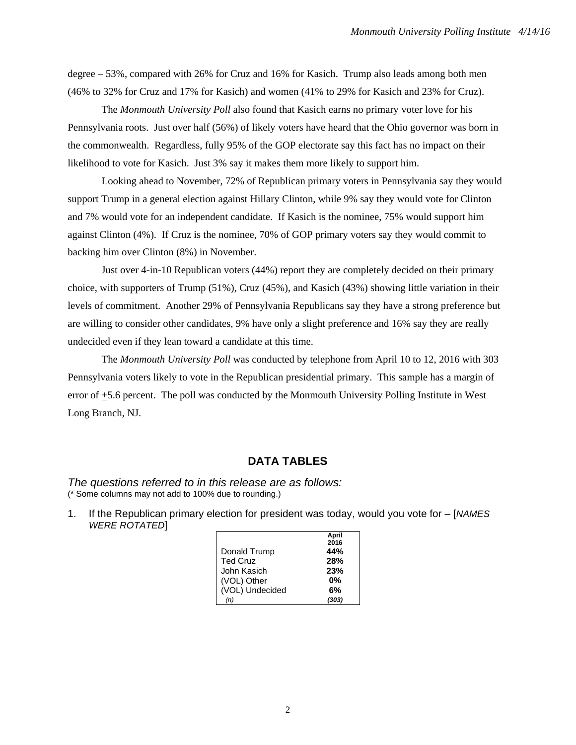degree – 53%, compared with 26% for Cruz and 16% for Kasich. Trump also leads among both men (46% to 32% for Cruz and 17% for Kasich) and women (41% to 29% for Kasich and 23% for Cruz).

The *Monmouth University Poll* also found that Kasich earns no primary voter love for his Pennsylvania roots. Just over half (56%) of likely voters have heard that the Ohio governor was born in the commonwealth. Regardless, fully 95% of the GOP electorate say this fact has no impact on their likelihood to vote for Kasich. Just 3% say it makes them more likely to support him.

Looking ahead to November, 72% of Republican primary voters in Pennsylvania say they would support Trump in a general election against Hillary Clinton, while 9% say they would vote for Clinton and 7% would vote for an independent candidate. If Kasich is the nominee, 75% would support him against Clinton (4%). If Cruz is the nominee, 70% of GOP primary voters say they would commit to backing him over Clinton (8%) in November.

Just over 4-in-10 Republican voters (44%) report they are completely decided on their primary choice, with supporters of Trump (51%), Cruz (45%), and Kasich (43%) showing little variation in their levels of commitment. Another 29% of Pennsylvania Republicans say they have a strong preference but are willing to consider other candidates, 9% have only a slight preference and 16% say they are really undecided even if they lean toward a candidate at this time.

The *Monmouth University Poll* was conducted by telephone from April 10 to 12, 2016 with 303 Pennsylvania voters likely to vote in the Republican presidential primary. This sample has a margin of error of ±5.6 percent. The poll was conducted by the Monmouth University Polling Institute in West Long Branch, NJ.

## DATA TABLES

*The questions referred to in this release are as follows:*
(* Some columns may not add to 100% due to rounding.)

1. If the Republican primary election for president was today, would you vote for – [*NAMES WERE ROTATED*]

| | April 2016 |
|---|---|
| Donald Trump | **44%** |
| Ted Cruz | **28%** |
| John Kasich | **23%** |
| (VOL) Other | **0%** |
| (VOL) Undecided | **6%** |
| *(n)* | ***(303)*** |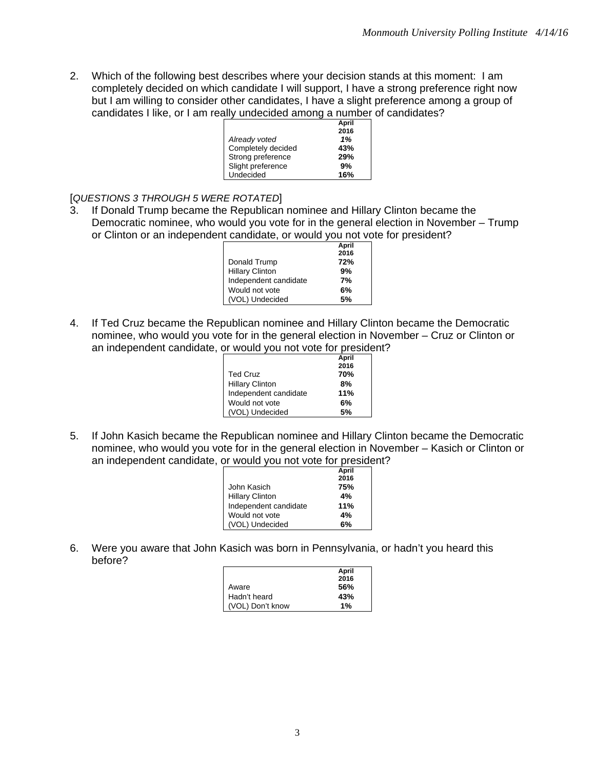2. Which of the following best describes where your decision stands at this moment: I am completely decided on which candidate I will support, I have a strong preference right now but I am willing to consider other candidates, I have a slight preference among a group of candidates I like, or I am really undecided among a number of candidates?

| | April 2016 |
|---|---|
| *Already voted* | ***1%*** |
| Completely decided | **43%** |
| Strong preference | **29%** |
| Slight preference | **9%** |
| Undecided | **16%** |

[*QUESTIONS 3 THROUGH 5 WERE ROTATED*]

3. If Donald Trump became the Republican nominee and Hillary Clinton became the Democratic nominee, who would you vote for in the general election in November – Trump or Clinton or an independent candidate, or would you not vote for president?

| | April 2016 |
|---|---|
| Donald Trump | **72%** |
| Hillary Clinton | **9%** |
| Independent candidate | **7%** |
| Would not vote | **6%** |
| (VOL) Undecided | **5%** |

4. If Ted Cruz became the Republican nominee and Hillary Clinton became the Democratic nominee, who would you vote for in the general election in November – Cruz or Clinton or an independent candidate, or would you not vote for president?

| | April 2016 |
|---|---|
| Ted Cruz | **70%** |
| Hillary Clinton | **8%** |
| Independent candidate | **11%** |
| Would not vote | **6%** |
| (VOL) Undecided | **5%** |

5. If John Kasich became the Republican nominee and Hillary Clinton became the Democratic nominee, who would you vote for in the general election in November – Kasich or Clinton or an independent candidate, or would you not vote for president?

| | April 2016 |
|---|---|
| John Kasich | **75%** |
| Hillary Clinton | **4%** |
| Independent candidate | **11%** |
| Would not vote | **4%** |
| (VOL) Undecided | **6%** |

6. Were you aware that John Kasich was born in Pennsylvania, or hadn't you heard this before?

| | April 2016 |
|---|---|
| Aware | **56%** |
| Hadn't heard | **43%** |
| (VOL) Don't know | **1%** |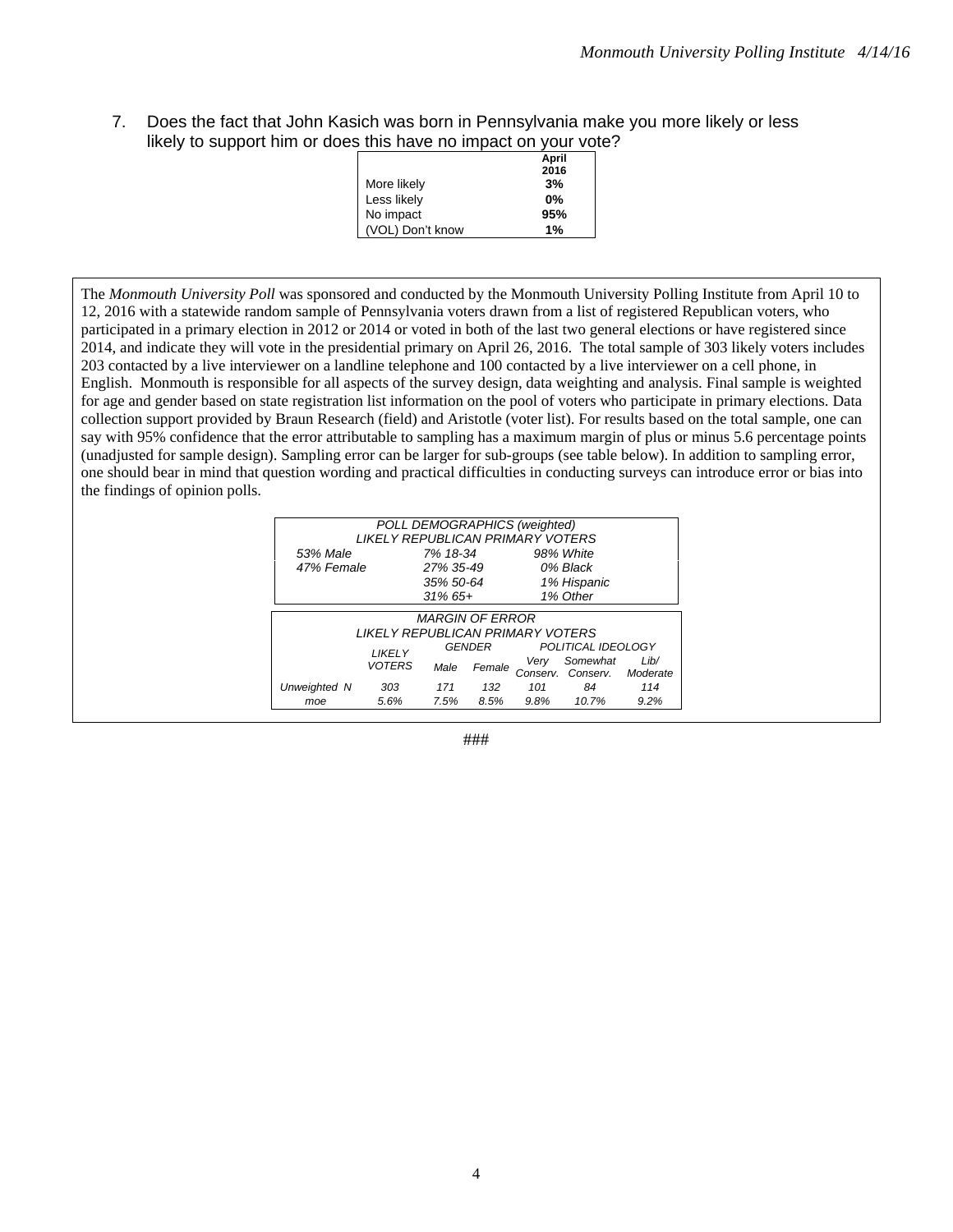7. Does the fact that John Kasich was born in Pennsylvania make you more likely or less likely to support him or does this have no impact on your vote?

| | April 2016 |
|---|---|
| More likely | 3% |
| Less likely | 0% |
| No impact | 95% |
| (VOL) Don't know | 1% |

The *Monmouth University Poll* was sponsored and conducted by the Monmouth University Polling Institute from April 10 to 12, 2016 with a statewide random sample of Pennsylvania voters drawn from a list of registered Republican voters, who participated in a primary election in 2012 or 2014 or voted in both of the last two general elections or have registered since 2014, and indicate they will vote in the presidential primary on April 26, 2016. The total sample of 303 likely voters includes 203 contacted by a live interviewer on a landline telephone and 100 contacted by a live interviewer on a cell phone, in English. Monmouth is responsible for all aspects of the survey design, data weighting and analysis. Final sample is weighted for age and gender based on state registration list information on the pool of voters who participate in primary elections. Data collection support provided by Braun Research (field) and Aristotle (voter list). For results based on the total sample, one can say with 95% confidence that the error attributable to sampling has a maximum margin of plus or minus 5.6 percentage points (unadjusted for sample design). Sampling error can be larger for sub-groups (see table below). In addition to sampling error, one should bear in mind that question wording and practical difficulties in conducting surveys can introduce error or bias into the findings of opinion polls.

*POLL DEMOGRAPHICS (weighted)*
*LIKELY REPUBLICAN PRIMARY VOTERS*

| | | |
|---|---|---|
| 53% Male | 7% 18-34 | 98% White |
| 47% Female | 27% 35-49 | 0% Black |
| | 35% 50-64 | 1% Hispanic |
| | 31% 65+ | 1% Other |

*MARGIN OF ERROR*
*LIKELY REPUBLICAN PRIMARY VOTERS*

| | LIKELY VOTERS | GENDER | | POLITICAL IDEOLOGY | | |
|---|---|---|---|---|---|---|
| | | Male | Female | Very Conserv. | Somewhat Conserv. | Lib/ Moderate |
| Unweighted N | 303 | 171 | 132 | 101 | 84 | 114 |
| moe | 5.6% | 7.5% | 8.5% | 9.8% | 10.7% | 9.2% |

###